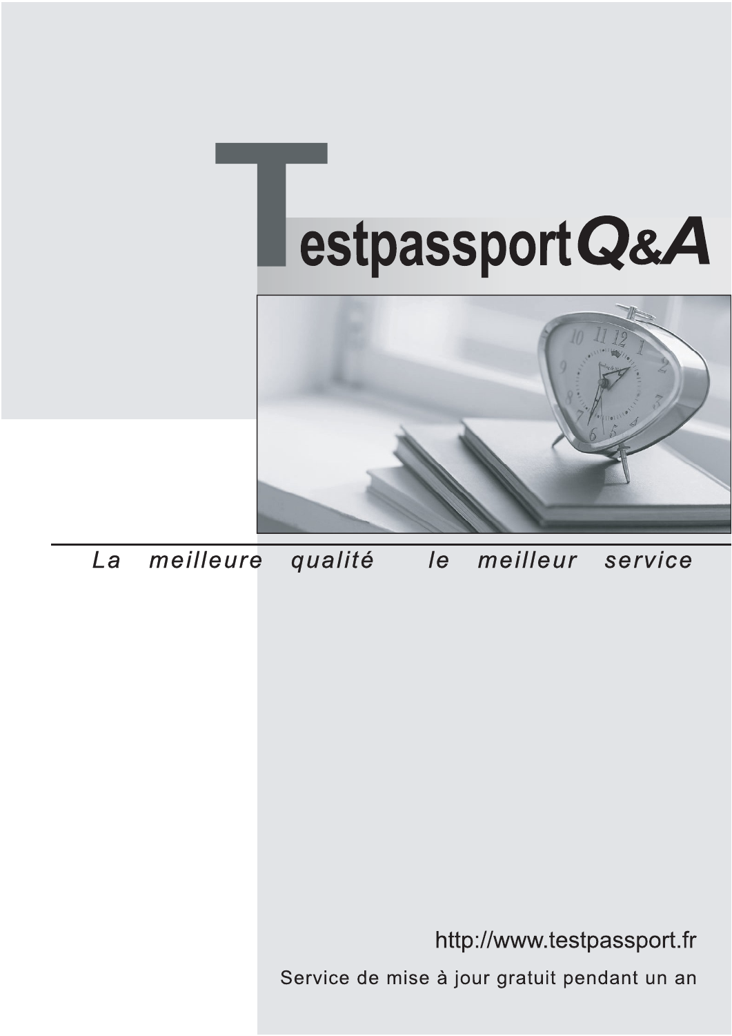# TestpassportQ&A

*La meilleure qualité le meilleur service*

http://www.testpassport.fr

Service de mise à jour gratuit pendant un an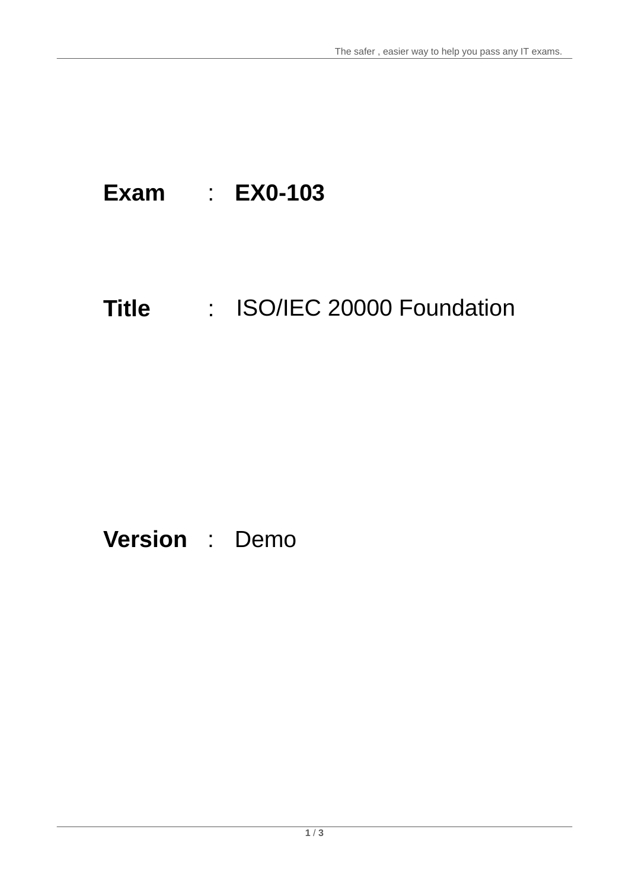**Exam** : **EX0-103**

**Title** : ISO/IEC 20000 Foundation

**Version** : Demo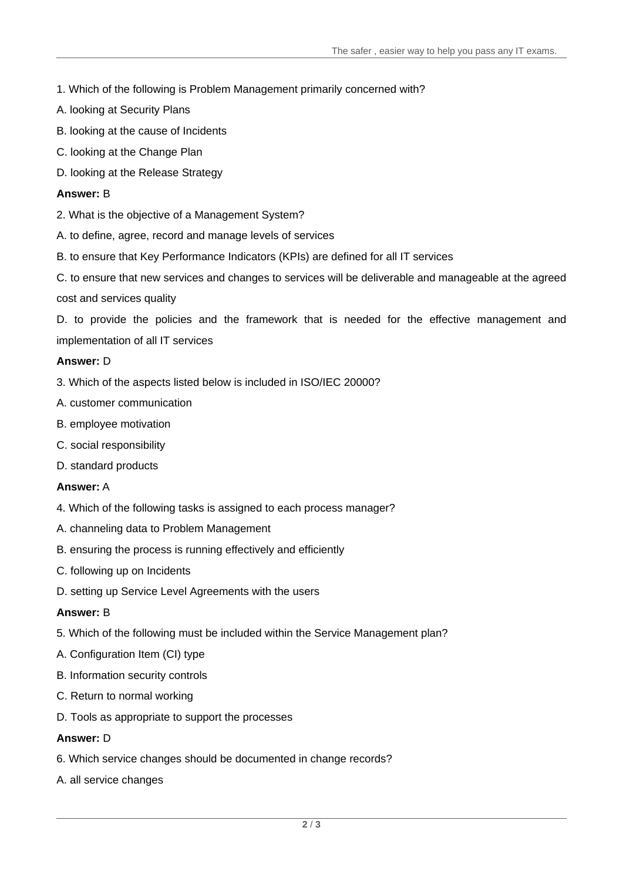1. Which of the following is Problem Management primarily concerned with?

A. looking at Security Plans

B. looking at the cause of Incidents

C. looking at the Change Plan

D. looking at the Release Strategy

**Answer:** B

2. What is the objective of a Management System?

A. to define, agree, record and manage levels of services

B. to ensure that Key Performance Indicators (KPIs) are defined for all IT services

C. to ensure that new services and changes to services will be deliverable and manageable at the agreed cost and services quality

D. to provide the policies and the framework that is needed for the effective management and implementation of all IT services

**Answer:** D

3. Which of the aspects listed below is included in ISO/IEC 20000?

A. customer communication

B. employee motivation

C. social responsibility

D. standard products

**Answer:** A

4. Which of the following tasks is assigned to each process manager?

A. channeling data to Problem Management

B. ensuring the process is running effectively and efficiently

C. following up on Incidents

D. setting up Service Level Agreements with the users

**Answer:** B

5. Which of the following must be included within the Service Management plan?

A. Configuration Item (CI) type

B. Information security controls

C. Return to normal working

D. Tools as appropriate to support the processes

**Answer:** D

6. Which service changes should be documented in change records?

A. all service changes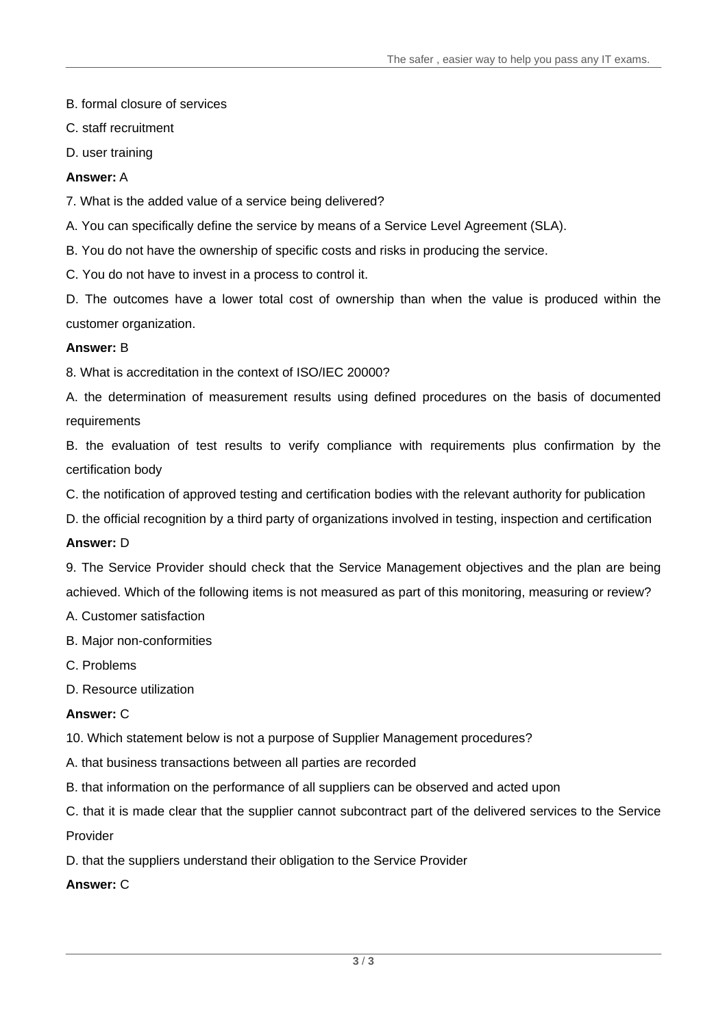B. formal closure of services

C. staff recruitment

D. user training

**Answer:** A

7. What is the added value of a service being delivered?

A. You can specifically define the service by means of a Service Level Agreement (SLA).

B. You do not have the ownership of specific costs and risks in producing the service.

C. You do not have to invest in a process to control it.

D. The outcomes have a lower total cost of ownership than when the value is produced within the customer organization.

**Answer:** B

8. What is accreditation in the context of ISO/IEC 20000?

A. the determination of measurement results using defined procedures on the basis of documented requirements

B. the evaluation of test results to verify compliance with requirements plus confirmation by the certification body

C. the notification of approved testing and certification bodies with the relevant authority for publication

D. the official recognition by a third party of organizations involved in testing, inspection and certification

**Answer:** D

9. The Service Provider should check that the Service Management objectives and the plan are being achieved. Which of the following items is not measured as part of this monitoring, measuring or review?

A. Customer satisfaction

B. Major non-conformities

C. Problems

D. Resource utilization

**Answer:** C

10. Which statement below is not a purpose of Supplier Management procedures?

A. that business transactions between all parties are recorded

B. that information on the performance of all suppliers can be observed and acted upon

C. that it is made clear that the supplier cannot subcontract part of the delivered services to the Service Provider

D. that the suppliers understand their obligation to the Service Provider

**Answer:** C